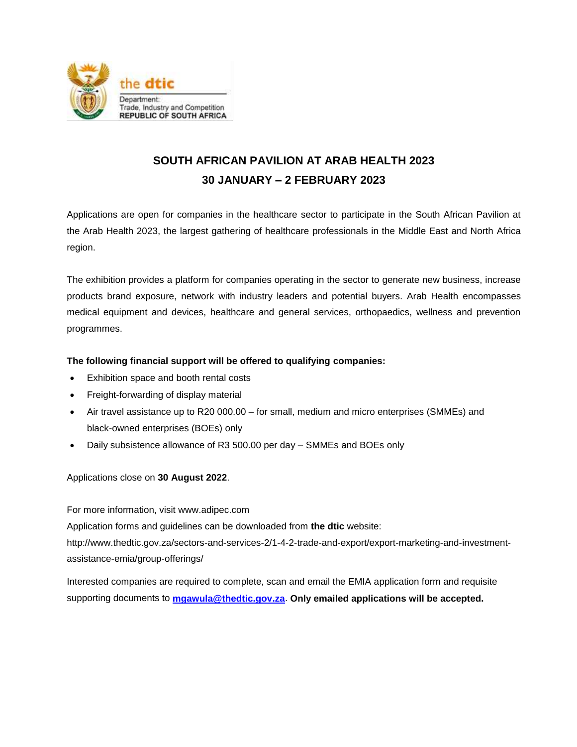the **dtic**

Department:
Trade, Industry and Competition
REPUBLIC OF SOUTH AFRICA

# SOUTH AFRICAN PAVILION AT ARAB HEALTH 2023
## 30 JANUARY – 2 FEBRUARY 2023

Applications are open for companies in the healthcare sector to participate in the South African Pavilion at the Arab Health 2023, the largest gathering of healthcare professionals in the Middle East and North Africa region.

The exhibition provides a platform for companies operating in the sector to generate new business, increase products brand exposure, network with industry leaders and potential buyers. Arab Health encompasses medical equipment and devices, healthcare and general services, orthopaedics, wellness and prevention programmes.

**The following financial support will be offered to qualifying companies:**

- Exhibition space and booth rental costs
- Freight-forwarding of display material
- Air travel assistance up to R20 000.00 – for small, medium and micro enterprises (SMMEs) and black-owned enterprises (BOEs) only
- Daily subsistence allowance of R3 500.00 per day – SMMEs and BOEs only

Applications close on **30 August 2022**.

For more information, visit www.adipec.com
Application forms and guidelines can be downloaded from **the dtic** website:
http://www.thedtic.gov.za/sectors-and-services-2/1-4-2-trade-and-export/export-marketing-and-investment-assistance-emia/group-offerings/

Interested companies are required to complete, scan and email the EMIA application form and requisite supporting documents to **mqawula@thedtic.gov.za**. **Only emailed applications will be accepted.**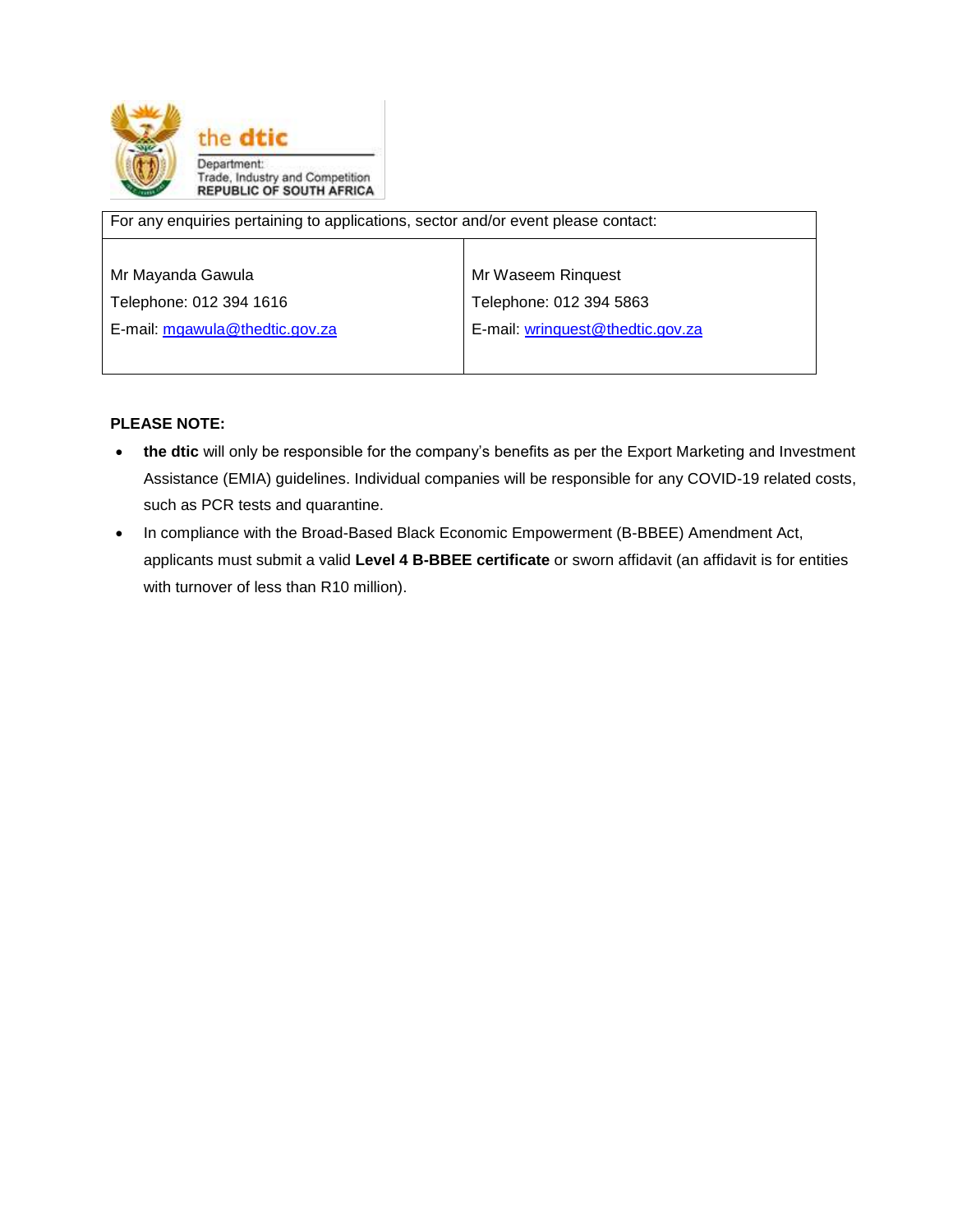the dtic
Department:
Trade, Industry and Competition
REPUBLIC OF SOUTH AFRICA

| For any enquiries pertaining to applications, sector and/or event please contact: | |
|---|---|
| Mr Mayanda Gawula<br>Telephone: 012 394 1616<br>E-mail: mgawula@thedtic.gov.za | Mr Waseem Rinquest<br>Telephone: 012 394 5863<br>E-mail: wrinquest@thedtic.gov.za |

**PLEASE NOTE:**

- **the dtic** will only be responsible for the company's benefits as per the Export Marketing and Investment Assistance (EMIA) guidelines. Individual companies will be responsible for any COVID-19 related costs, such as PCR tests and quarantine.
- In compliance with the Broad-Based Black Economic Empowerment (B-BBEE) Amendment Act, applicants must submit a valid **Level 4 B-BBEE certificate** or sworn affidavit (an affidavit is for entities with turnover of less than R10 million).